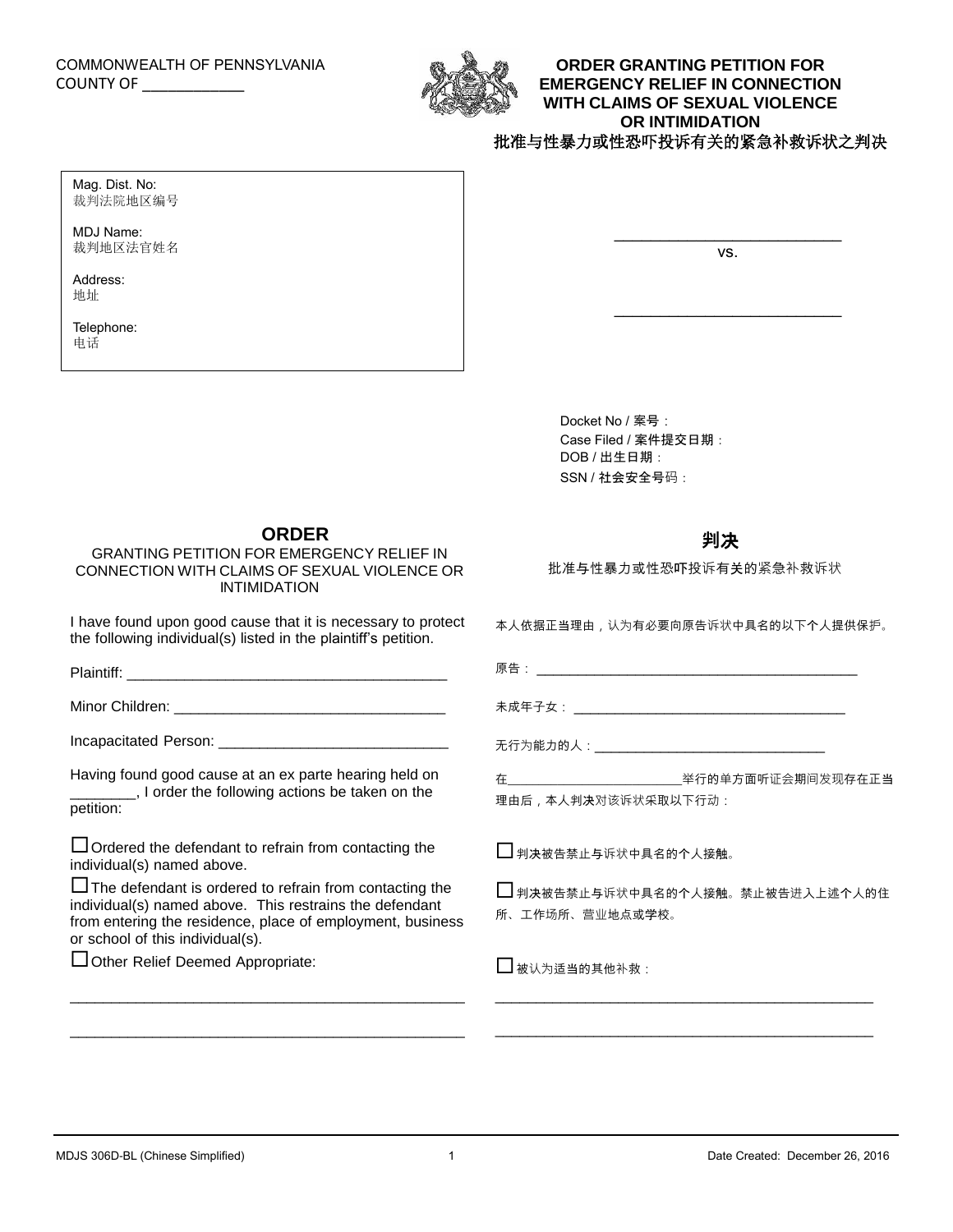COMMONWEALTH OF PENNSYLVANIA
COUNTY OF ____________

**ORDER GRANTING PETITION FOR EMERGENCY RELIEF IN CONNECTION WITH CLAIMS OF SEXUAL VIOLENCE OR INTIMIDATION**
**批准与性暴力或性恐吓投诉有关的紧急补救诉状之判决**

| |
|---|
| Mag. Dist. No:<br>裁判法院地区编号 |
| MDJ Name:<br>裁判地区法官姓名 |
| Address:<br>地址 |
| Telephone:<br>电话 |

____________________________

vs.

____________________________

Docket No / 案号：
Case Filed / 案件提交日期：
DOB / 出生日期：
SSN / 社会安全号码：

## ORDER

GRANTING PETITION FOR EMERGENCY RELIEF IN CONNECTION WITH CLAIMS OF SEXUAL VIOLENCE OR INTIMIDATION

I have found upon good cause that it is necessary to protect the following individual(s) listed in the plaintiff's petition.

Plaintiff: ________________________________________

Minor Children: __________________________________

Incapacitated Person: ____________________________

Having found good cause at an ex parte hearing held on ________, I order the following actions be taken on the petition:

☐ Ordered the defendant to refrain from contacting the individual(s) named above.

☐ The defendant is ordered to refrain from contacting the individual(s) named above. This restrains the defendant from entering the residence, place of employment, business or school of this individual(s).

☐ Other Relief Deemed Appropriate:

__________________________________________________

__________________________________________________

## 判决

批准与性暴力或性恐吓投诉有关的紧急补救诉状

本人依据正当理由，认为有必要向原告诉状中具名的以下个人提供保护。

原告：__________________________________________

未成年子女：____________________________________

无行为能力的人：_______________________________

在________________________举行的单方面听证会期间发现存在正当理由后，本人判决对该诉状采取以下行动：

☐ 判决被告禁止与诉状中具名的个人接触。

☐ 判决被告禁止与诉状中具名的个人接触。禁止被告进入上述个人的住所、工作场所、营业地点或学校。

☐ 被认为适当的其他补救：

__________________________________________________

__________________________________________________

MDJS 306D-BL (Chinese Simplified) Date Created: December 26, 2016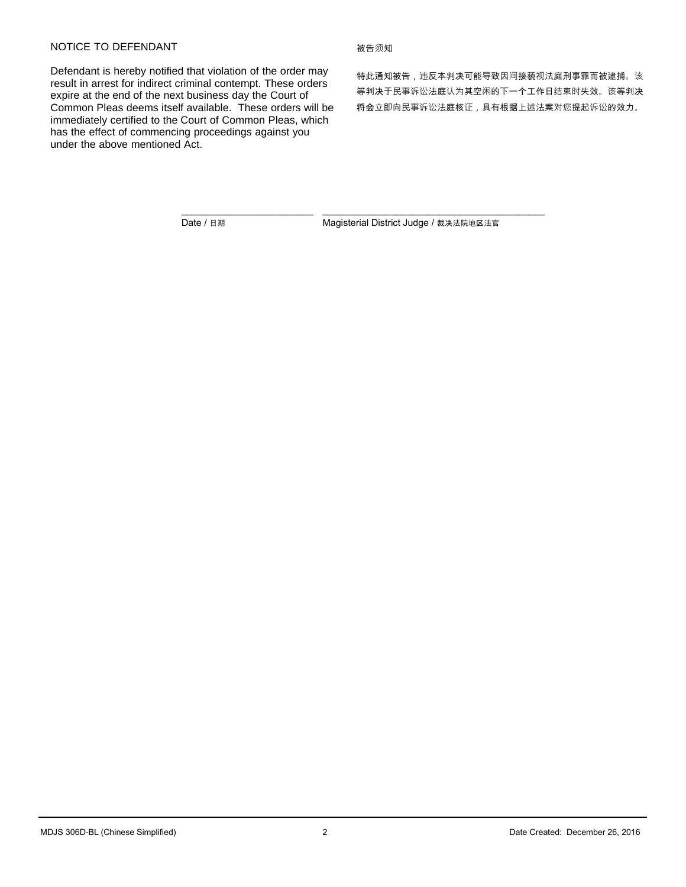NOTICE TO DEFENDANT

Defendant is hereby notified that violation of the order may result in arrest for indirect criminal contempt. These orders expire at the end of the next business day the Court of Common Pleas deems itself available. These orders will be immediately certified to the Court of Common Pleas, which has the effect of commencing proceedings against you under the above mentioned Act.

被告须知

特此通知被告，违反本判决可能导致因间接藐视法庭刑事罪而被逮捕。该等判决于民事诉讼法庭认为其空闲的下一个工作日结束时失效。该等判决将会立即向民事诉讼法庭核证，具有根据上述法案对您提起诉讼的效力。

\_\_\_\_\_\_\_\_\_\_\_\_\_\_\_\_\_\_\_\_\_\_\_\_ \_\_\_\_\_\_\_\_\_\_\_\_\_\_\_\_\_\_\_\_\_\_\_\_\_\_\_\_\_\_\_\_\_\_\_\_\_\_\_\_\_\_

Date / 日期 Magisterial District Judge / 裁决法院地区法官

MDJS 306D-BL (Chinese Simplified)

Date Created: December 26, 2016